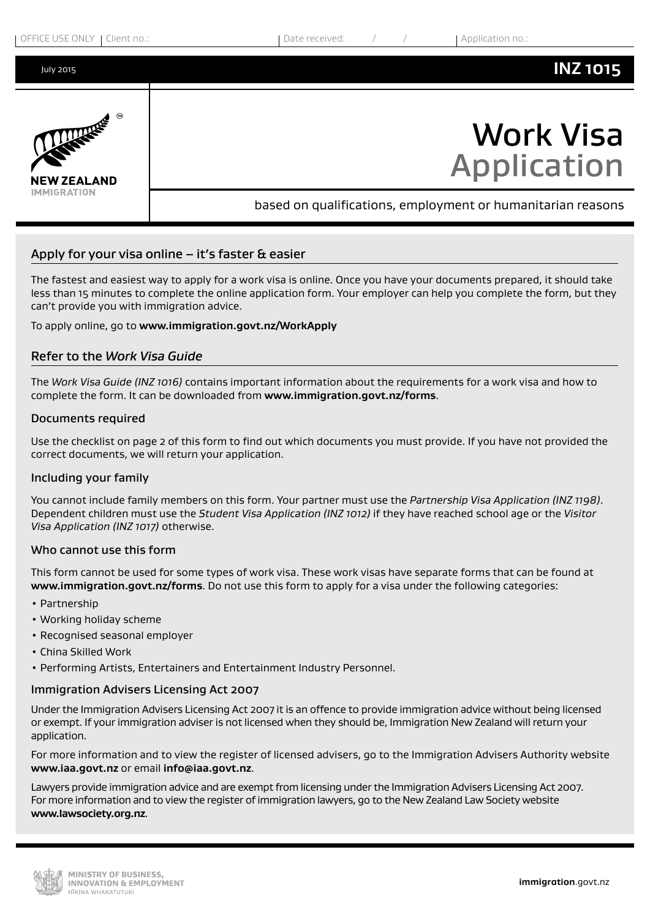OFFICE USE ONLY | Client no.: | Date received: / / | Application no.:

July 2015

**INZ 1015**

NEW ZEALAND IMMIGRATION

# Work Visa Application

based on qualifications, employment or humanitarian reasons

## Apply for your visa online – it's faster & easier

The fastest and easiest way to apply for a work visa is online. Once you have your documents prepared, it should take less than 15 minutes to complete the online application form. Your employer can help you complete the form, but they can't provide you with immigration advice.

To apply online, go to **www.immigration.govt.nz/WorkApply**

## Refer to the *Work Visa Guide*

The *Work Visa Guide (INZ 1016)* contains important information about the requirements for a work visa and how to complete the form. It can be downloaded from **www.immigration.govt.nz/forms**.

### Documents required

Use the checklist on page 2 of this form to find out which documents you must provide. If you have not provided the correct documents, we will return your application.

### Including your family

You cannot include family members on this form. Your partner must use the *Partnership Visa Application (INZ 1198)*. Dependent children must use the *Student Visa Application (INZ 1012)* if they have reached school age or the *Visitor Visa Application (INZ 1017)* otherwise.

### Who cannot use this form

This form cannot be used for some types of work visa. These work visas have separate forms that can be found at **www.immigration.govt.nz/forms**. Do not use this form to apply for a visa under the following categories:

- Partnership
- Working holiday scheme
- Recognised seasonal employer
- China Skilled Work
- Performing Artists, Entertainers and Entertainment Industry Personnel.

### Immigration Advisers Licensing Act 2007

Under the Immigration Advisers Licensing Act 2007 it is an offence to provide immigration advice without being licensed or exempt. If your immigration adviser is not licensed when they should be, Immigration New Zealand will return your application.

For more information and to view the register of licensed advisers, go to the Immigration Advisers Authority website **www.iaa.govt.nz** or email **info@iaa.govt.nz**.

Lawyers provide immigration advice and are exempt from licensing under the Immigration Advisers Licensing Act 2007. For more information and to view the register of immigration lawyers, go to the New Zealand Law Society website **www.lawsociety.org.nz**.

MINISTRY OF BUSINESS, INNOVATION & EMPLOYMENT
HĪKINA WHAKATUTUKI

**immigration**.govt.nz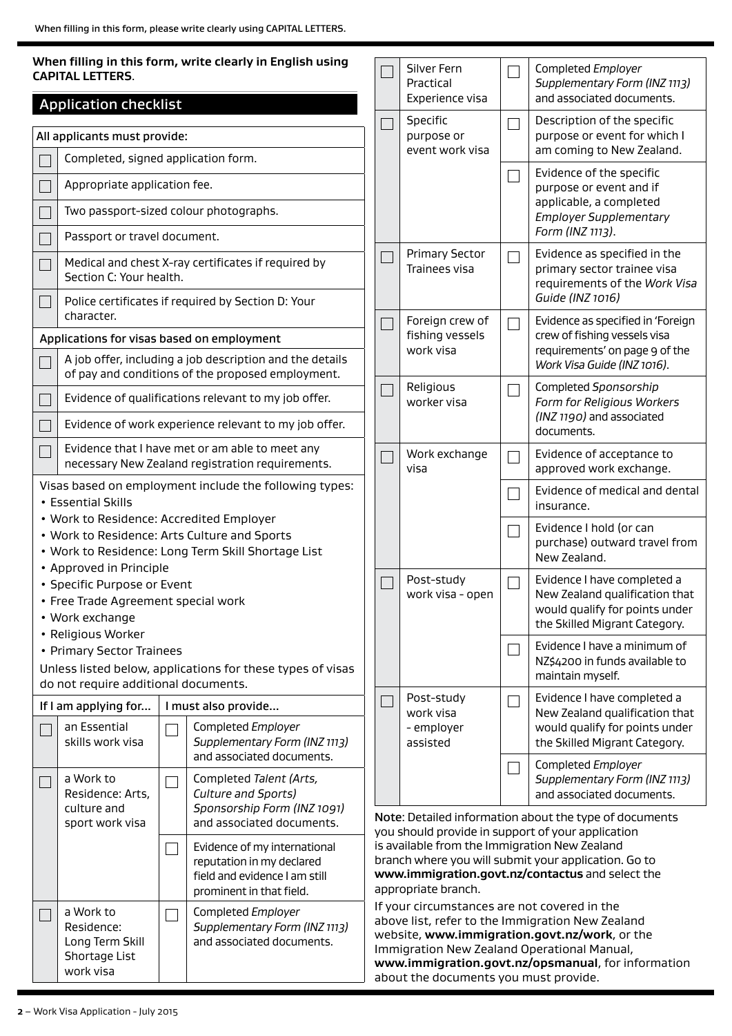**When filling in this form, write clearly in English using CAPITAL LETTERS**.

## Application checklist

| All applicants must provide: |
|---|
| ☐ Completed, signed application form. |
| ☐ Appropriate application fee. |
| ☐ Two passport-sized colour photographs. |
| ☐ Passport or travel document. |
| ☐ Medical and chest X-ray certificates if required by Section C: Your health. |
| ☐ Police certificates if required by Section D: Your character. |

| Applications for visas based on employment |
|---|
| ☐ A job offer, including a job description and the details of pay and conditions of the proposed employment. |
| ☐ Evidence of qualifications relevant to my job offer. |
| ☐ Evidence of work experience relevant to my job offer. |
| ☐ Evidence that I have met or am able to meet any necessary New Zealand registration requirements. |

Visas based on employment include the following types:

- Essential Skills
- Work to Residence: Accredited Employer
- Work to Residence: Arts Culture and Sports
- Work to Residence: Long Term Skill Shortage List
- Approved in Principle
- Specific Purpose or Event
- Free Trade Agreement special work
- Work exchange
- Religious Worker
- Primary Sector Trainees

Unless listed below, applications for these types of visas do not require additional documents.

| If I am applying for... | I must also provide... |
|---|---|
| ☐ an Essential skills work visa | ☐ Completed *Employer Supplementary Form (INZ 1113)* and associated documents. |
| ☐ a Work to Residence: Arts, culture and sport work visa | ☐ Completed *Talent (Arts, Culture and Sports) Sponsorship Form (INZ 1091)* and associated documents. |
| | ☐ Evidence of my international reputation in my declared field and evidence I am still prominent in that field. |
| ☐ a Work to Residence: Long Term Skill Shortage List work visa | ☐ Completed *Employer Supplementary Form (INZ 1113)* and associated documents. |
| ☐ Silver Fern Practical Experience visa | ☐ Completed *Employer Supplementary Form (INZ 1113)* and associated documents. |
| ☐ Specific purpose or event work visa | ☐ Description of the specific purpose or event for which I am coming to New Zealand. |
| | ☐ Evidence of the specific purpose or event and if applicable, a completed *Employer Supplementary Form (INZ 1113)*. |
| ☐ Primary Sector Trainees visa | ☐ Evidence as specified in the primary sector trainee visa requirements of the *Work Visa Guide (INZ 1016)* |
| ☐ Foreign crew of fishing vessels work visa | ☐ Evidence as specified in 'Foreign crew of fishing vessels visa requirements' on page 9 of the *Work Visa Guide (INZ 1016)*. |
| ☐ Religious worker visa | ☐ Completed *Sponsorship Form for Religious Workers (INZ 1190)* and associated documents. |
| ☐ Work exchange visa | ☐ Evidence of acceptance to approved work exchange. |
| | ☐ Evidence of medical and dental insurance. |
| | ☐ Evidence I hold (or can purchase) outward travel from New Zealand. |
| ☐ Post-study work visa - open | ☐ Evidence I have completed a New Zealand qualification that would qualify for points under the Skilled Migrant Category. |
| | ☐ Evidence I have a minimum of NZ$4200 in funds available to maintain myself. |
| ☐ Post-study work visa - employer assisted | ☐ Evidence I have completed a New Zealand qualification that would qualify for points under the Skilled Migrant Category. |
| | ☐ Completed *Employer Supplementary Form (INZ 1113)* and associated documents. |

**Note**: Detailed information about the type of documents you should provide in support of your application is available from the Immigration New Zealand branch where you will submit your application. Go to **www.immigration.govt.nz/contactus** and select the appropriate branch.

If your circumstances are not covered in the above list, refer to the Immigration New Zealand website, **www.immigration.govt.nz/work**, or the Immigration New Zealand Operational Manual, **www.immigration.govt.nz/opsmanual**, for information about the documents you must provide.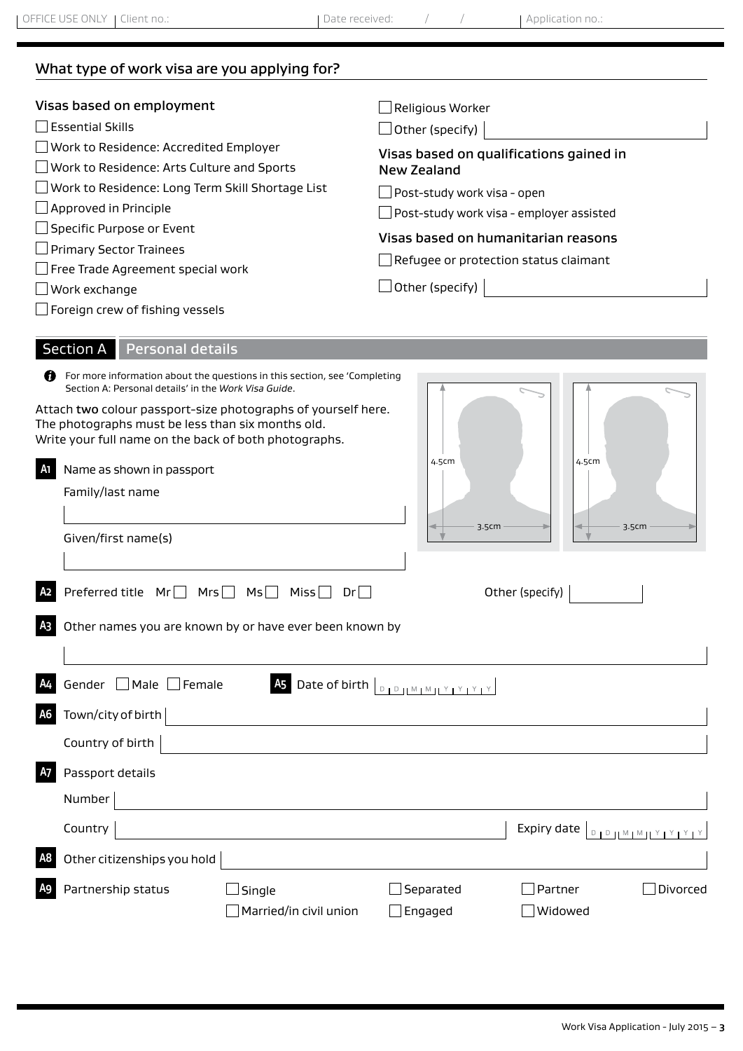OFFICE USE ONLY | Client no.: | Date received: / / | Application no.:

## What type of work visa are you applying for?

### Visas based on employment

- ☐ Essential Skills
- ☐ Work to Residence: Accredited Employer
- ☐ Work to Residence: Arts Culture and Sports
- ☐ Work to Residence: Long Term Skill Shortage List
- ☐ Approved in Principle
- ☐ Specific Purpose or Event
- ☐ Primary Sector Trainees
- ☐ Free Trade Agreement special work
- ☐ Work exchange
- ☐ Foreign crew of fishing vessels
- ☐ Religious Worker
- ☐ Other (specify)

### Visas based on qualifications gained in New Zealand

- ☐ Post-study work visa - open
- ☐ Post-study work visa - employer assisted

### Visas based on humanitarian reasons

- ☐ Refugee or protection status claimant
- ☐ Other (specify)

## Section A Personal details

For more information about the questions in this section, see 'Completing Section A: Personal details' in the *Work Visa Guide*.

Attach **two** colour passport-size photographs of yourself here. The photographs must be less than six months old. Write your full name on the back of both photographs.

4.5cm × 3.5cm | 4.5cm × 3.5cm

**A1** Name as shown in passport

Family/last name

Given/first name(s)

**A2** Preferred title Mr ☐ Mrs ☐ Ms ☐ Miss ☐ Dr ☐ Other (specify)

**A3** Other names you are known by or have ever been known by

**A4** Gender ☐ Male ☐ Female

**A5** Date of birth D D M M Y Y Y Y

**A6** Town/city of birth

Country of birth

**A7** Passport details

Number

Country

Expiry date D D M M Y Y Y Y

**A8** Other citizenships you hold

**A9** Partnership status

- ☐ Single
- ☐ Married/in civil union
- ☐ Separated
- ☐ Engaged
- ☐ Partner
- ☐ Widowed
- ☐ Divorced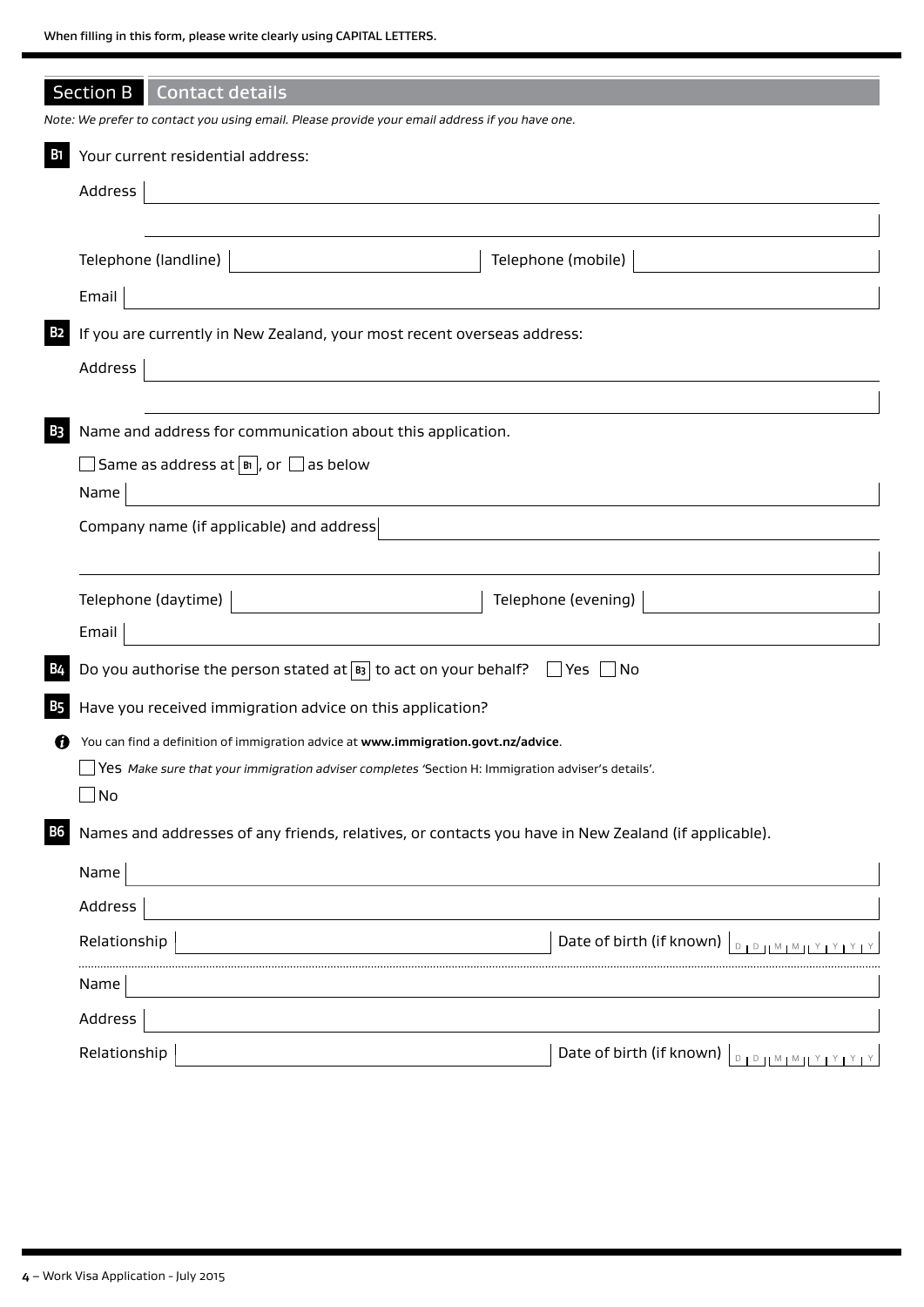When filling in this form, please write clearly using CAPITAL LETTERS.

## Section B Contact details

*Note: We prefer to contact you using email. Please provide your email address if you have one.*

**B1** Your current residential address:

Address

Telephone (landline) Telephone (mobile)

Email

**B2** If you are currently in New Zealand, your most recent overseas address:

Address

**B3** Name and address for communication about this application.

☐ Same as address at B1, or ☐ as below

Name

Company name (if applicable) and address

Telephone (daytime) Telephone (evening)

Email

**B4** Do you authorise the person stated at B3 to act on your behalf? ☐ Yes ☐ No

**B5** Have you received immigration advice on this application?

You can find a definition of immigration advice at **www.immigration.govt.nz/advice**.

☐ Yes *Make sure that your immigration adviser completes 'Section H: Immigration adviser's details'.*

☐ No

**B6** Names and addresses of any friends, relatives, or contacts you have in New Zealand (if applicable).

Name

Address

Relationship Date of birth (if known) DD MM YYYY

Name

Address

Relationship Date of birth (if known) DD MM YYYY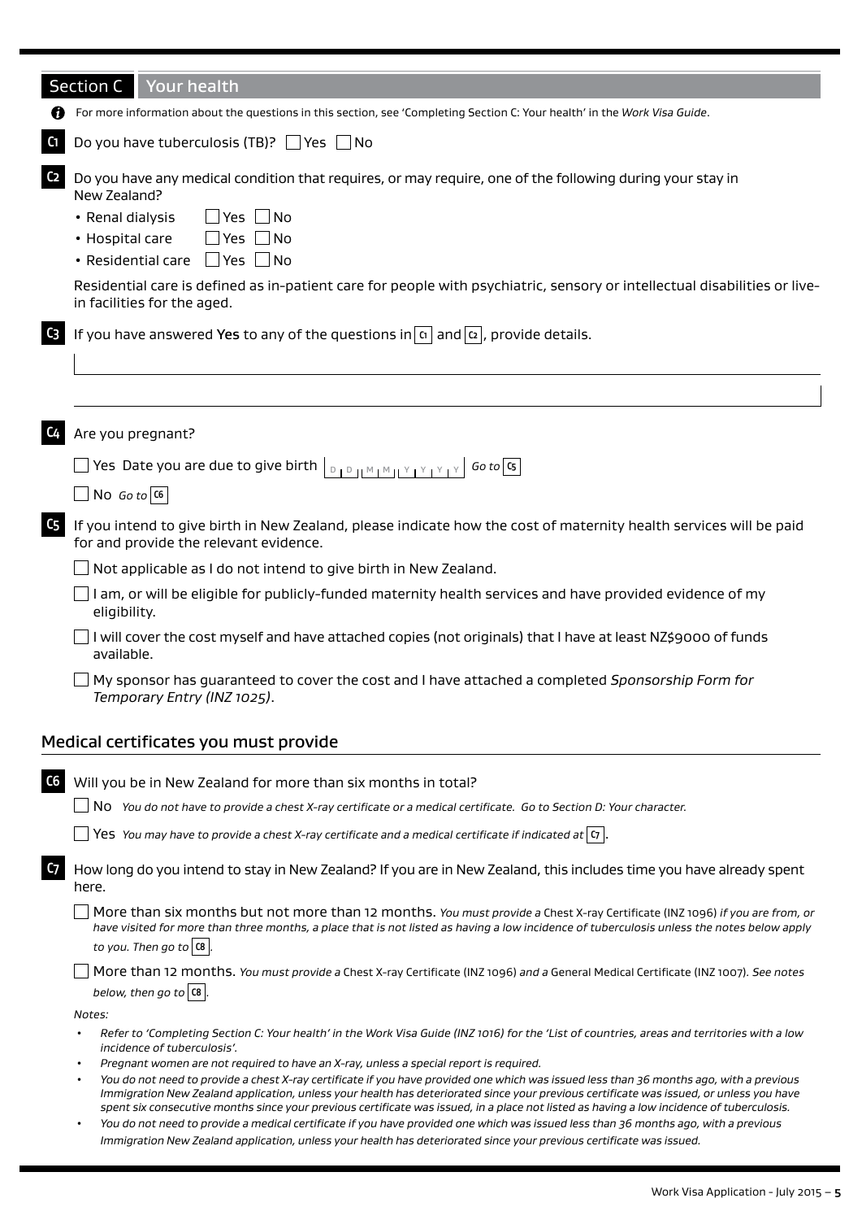## Section C Your health

For more information about the questions in this section, see 'Completing Section C: Your health' in the *Work Visa Guide*.

**C1** Do you have tuberculosis (TB)? ☐ Yes ☐ No

**C2** Do you have any medical condition that requires, or may require, one of the following during your stay in New Zealand?

- Renal dialysis ☐ Yes ☐ No
- Hospital care ☐ Yes ☐ No
- Residential care ☐ Yes ☐ No

Residential care is defined as in-patient care for people with psychiatric, sensory or intellectual disabilities or live-in facilities for the aged.

**C3** If you have answered **Yes** to any of the questions in C1 and C2, provide details.

**C4** Are you pregnant?

☐ Yes Date you are due to give birth D D M M Y Y Y Y *Go to* C5

☐ No *Go to* C6

**C5** If you intend to give birth in New Zealand, please indicate how the cost of maternity health services will be paid for and provide the relevant evidence.

☐ Not applicable as I do not intend to give birth in New Zealand.

☐ I am, or will be eligible for publicly-funded maternity health services and have provided evidence of my eligibility.

☐ I will cover the cost myself and have attached copies (not originals) that I have at least NZ$9000 of funds available.

☐ My sponsor has guaranteed to cover the cost and I have attached a completed *Sponsorship Form for Temporary Entry (INZ 1025)*.

### Medical certificates you must provide

**C6** Will you be in New Zealand for more than six months in total?

☐ No *You do not have to provide a chest X-ray certificate or a medical certificate. Go to Section D: Your character.*

☐ Yes *You may have to provide a chest X-ray certificate and a medical certificate if indicated at* C7.

**C7** How long do you intend to stay in New Zealand? If you are in New Zealand, this includes time you have already spent here.

☐ More than six months but not more than 12 months. *You must provide a* Chest X-ray Certificate (INZ 1096) *if you are from, or have visited for more than three months, a place that is not listed as having a low incidence of tuberculosis unless the notes below apply to you. Then go to* C8.

☐ More than 12 months. *You must provide a* Chest X-ray Certificate (INZ 1096) *and a* General Medical Certificate (INZ 1007). *See notes below, then go to* C8.

*Notes:*

- *Refer to 'Completing Section C: Your health' in the Work Visa Guide (INZ 1016) for the 'List of countries, areas and territories with a low incidence of tuberculosis'.*
- *Pregnant women are not required to have an X-ray, unless a special report is required.*
- *You do not need to provide a chest X-ray certificate if you have provided one which was issued less than 36 months ago, with a previous Immigration New Zealand application, unless your health has deteriorated since your previous certificate was issued, or unless you have spent six consecutive months since your previous certificate was issued, in a place not listed as having a low incidence of tuberculosis.*
- *You do not need to provide a medical certificate if you have provided one which was issued less than 36 months ago, with a previous Immigration New Zealand application, unless your health has deteriorated since your previous certificate was issued.*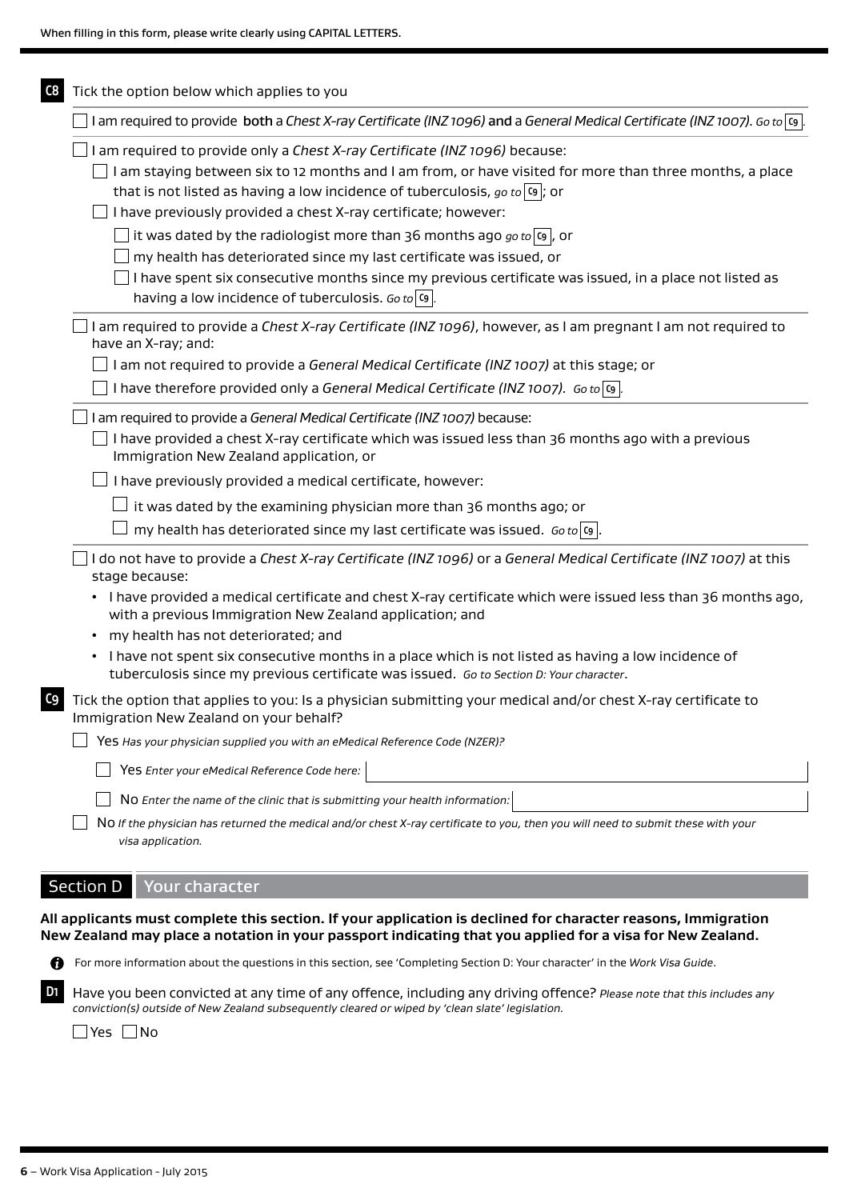When filling in this form, please write clearly using CAPITAL LETTERS.

**C8** Tick the option below which applies to you

- ☐ I am required to provide **both** a *Chest X-ray Certificate (INZ 1096)* **and** a *General Medical Certificate (INZ 1007)*. *Go to* **C9**.
- ☐ I am required to provide only a *Chest X-ray Certificate (INZ 1096)* because:
  - ☐ I am staying between six to 12 months and I am from, or have visited for more than three months, a place that is not listed as having a low incidence of tuberculosis, *go to* **C9**; or
  - ☐ I have previously provided a chest X-ray certificate; however:
    - ☐ it was dated by the radiologist more than 36 months ago *go to* **C9**, or
    - ☐ my health has deteriorated since my last certificate was issued, or
    - ☐ I have spent six consecutive months since my previous certificate was issued, in a place not listed as having a low incidence of tuberculosis. *Go to* **C9**.
- ☐ I am required to provide a *Chest X-ray Certificate (INZ 1096)*, however, as I am pregnant I am not required to have an X-ray; and:
  - ☐ I am not required to provide a *General Medical Certificate (INZ 1007)* at this stage; or
  - ☐ I have therefore provided only a *General Medical Certificate (INZ 1007)*. *Go to* **C9**.
- ☐ I am required to provide a *General Medical Certificate (INZ 1007)* because:
  - ☐ I have provided a chest X-ray certificate which was issued less than 36 months ago with a previous Immigration New Zealand application, or
  - ☐ I have previously provided a medical certificate, however:
    - ☐ it was dated by the examining physician more than 36 months ago; or
    - ☐ my health has deteriorated since my last certificate was issued. *Go to* **C9**.
- ☐ I do not have to provide a *Chest X-ray Certificate (INZ 1096)* or a *General Medical Certificate (INZ 1007)* at this stage because:
  - I have provided a medical certificate and chest X-ray certificate which were issued less than 36 months ago, with a previous Immigration New Zealand application; and
  - my health has not deteriorated; and
  - I have not spent six consecutive months in a place which is not listed as having a low incidence of tuberculosis since my previous certificate was issued. *Go to Section D: Your character*.

**C9** Tick the option that applies to you: Is a physician submitting your medical and/or chest X-ray certificate to Immigration New Zealand on your behalf?

- ☐ Yes *Has your physician supplied you with an eMedical Reference Code (NZER)?*
  - ☐ Yes *Enter your eMedical Reference Code here:* ____________________
  - ☐ No *Enter the name of the clinic that is submitting your health information:* ____________________
- ☐ No *If the physician has returned the medical and/or chest X-ray certificate to you, then you will need to submit these with your visa application.*

## Section D Your character

**All applicants must complete this section. If your application is declined for character reasons, Immigration New Zealand may place a notation in your passport indicating that you applied for a visa for New Zealand.**

For more information about the questions in this section, see 'Completing Section D: Your character' in the *Work Visa Guide*.

**D1** Have you been convicted at any time of any offence, including any driving offence? *Please note that this includes any conviction(s) outside of New Zealand subsequently cleared or wiped by 'clean slate' legislation.*

☐ Yes ☐ No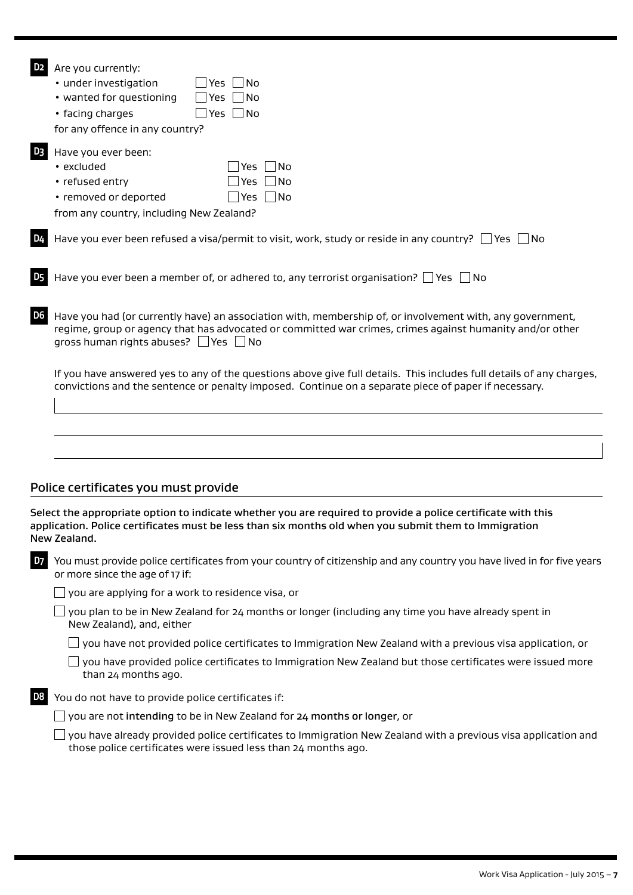**D2** Are you currently:

- under investigation ☐ Yes ☐ No
- wanted for questioning ☐ Yes ☐ No
- facing charges ☐ Yes ☐ No

for any offence in any country?

**D3** Have you ever been:

- excluded ☐ Yes ☐ No
- refused entry ☐ Yes ☐ No
- removed or deported ☐ Yes ☐ No

from any country, including New Zealand?

**D4** Have you ever been refused a visa/permit to visit, work, study or reside in any country? ☐ Yes ☐ No

**D5** Have you ever been a member of, or adhered to, any terrorist organisation? ☐ Yes ☐ No

**D6** Have you had (or currently have) an association with, membership of, or involvement with, any government, regime, group or agency that has advocated or committed war crimes, crimes against humanity and/or other gross human rights abuses? ☐ Yes ☐ No

If you have answered yes to any of the questions above give full details. This includes full details of any charges, convictions and the sentence or penalty imposed. Continue on a separate piece of paper if necessary.

## Police certificates you must provide

**Select the appropriate option to indicate whether you are required to provide a police certificate with this application. Police certificates must be less than six months old when you submit them to Immigration New Zealand.**

**D7** You must provide police certificates from your country of citizenship and any country you have lived in for five years or more since the age of 17 if:

☐ you are applying for a work to residence visa, or

☐ you plan to be in New Zealand for 24 months or longer (including any time you have already spent in New Zealand), and, either

☐ you have not provided police certificates to Immigration New Zealand with a previous visa application, or

☐ you have provided police certificates to Immigration New Zealand but those certificates were issued more than 24 months ago.

**D8** You do not have to provide police certificates if:

☐ you are not **intending** to be in New Zealand for **24 months or longer**, or

☐ you have already provided police certificates to Immigration New Zealand with a previous visa application and those police certificates were issued less than 24 months ago.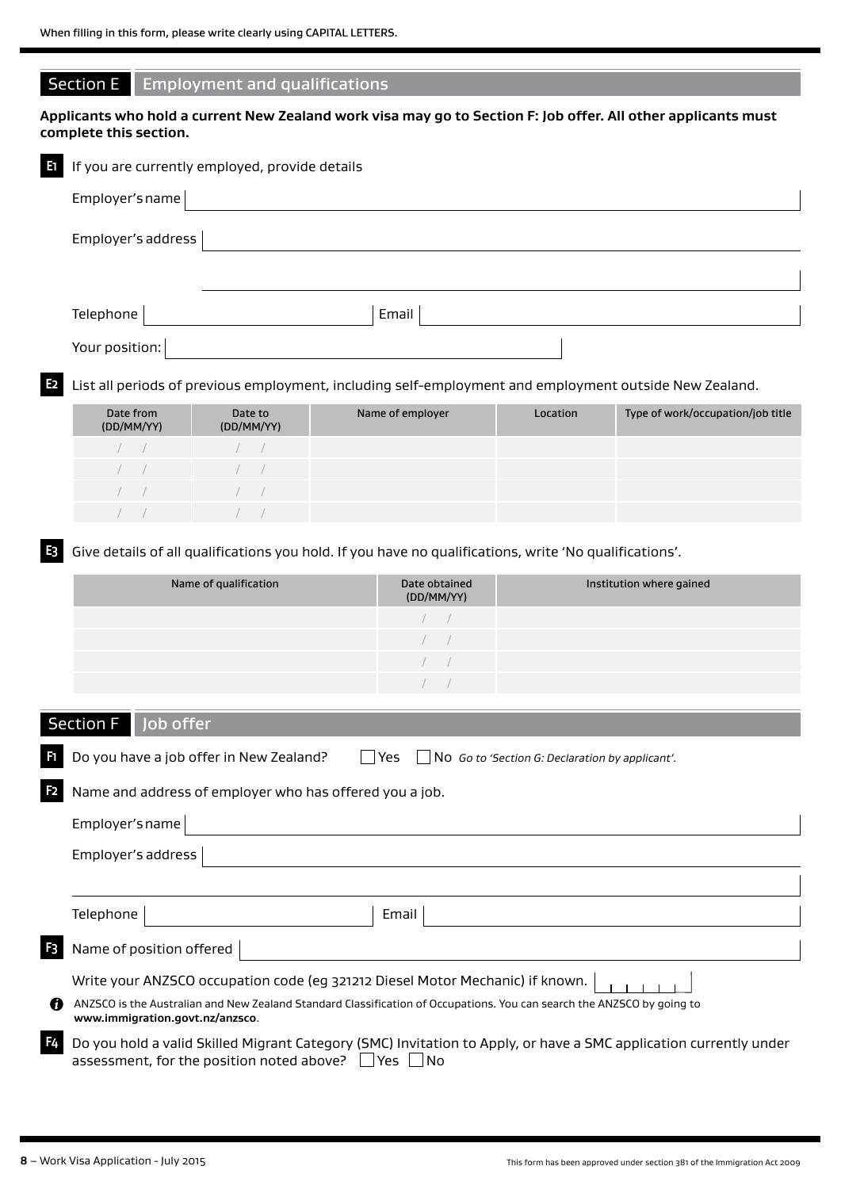When filling in this form, please write clearly using CAPITAL LETTERS.

## Section E Employment and qualifications

**Applicants who hold a current New Zealand work visa may go to Section F: Job offer. All other applicants must complete this section.**

**E1** If you are currently employed, provide details

Employer's name

Employer's address

Telephone Email

Your position:

**E2** List all periods of previous employment, including self-employment and employment outside New Zealand.

| Date from (DD/MM/YY) | Date to (DD/MM/YY) | Name of employer | Location | Type of work/occupation/job title |
|---|---|---|---|---|
| / / | / / | | | |
| / / | / / | | | |
| / / | / / | | | |
| / / | / / | | | |

**E3** Give details of all qualifications you hold. If you have no qualifications, write 'No qualifications'.

| Name of qualification | Date obtained (DD/MM/YY) | Institution where gained |
|---|---|---|
| | / / | |
| | / / | |
| | / / | |
| | / / | |

## Section F Job offer

**F1** Do you have a job offer in New Zealand? ☐ Yes ☐ No *Go to 'Section G: Declaration by applicant'.*

**F2** Name and address of employer who has offered you a job.

Employer's name

Employer's address

Telephone Email

**F3** Name of position offered

Write your ANZSCO occupation code (eg 321212 Diesel Motor Mechanic) if known.

ANZSCO is the Australian and New Zealand Standard Classification of Occupations. You can search the ANZSCO by going to **www.immigration.govt.nz/anzsco**.

**F4** Do you hold a valid Skilled Migrant Category (SMC) Invitation to Apply, or have a SMC application currently under assessment, for the position noted above? ☐ Yes ☐ No

This form has been approved under section 381 of the Immigration Act 2009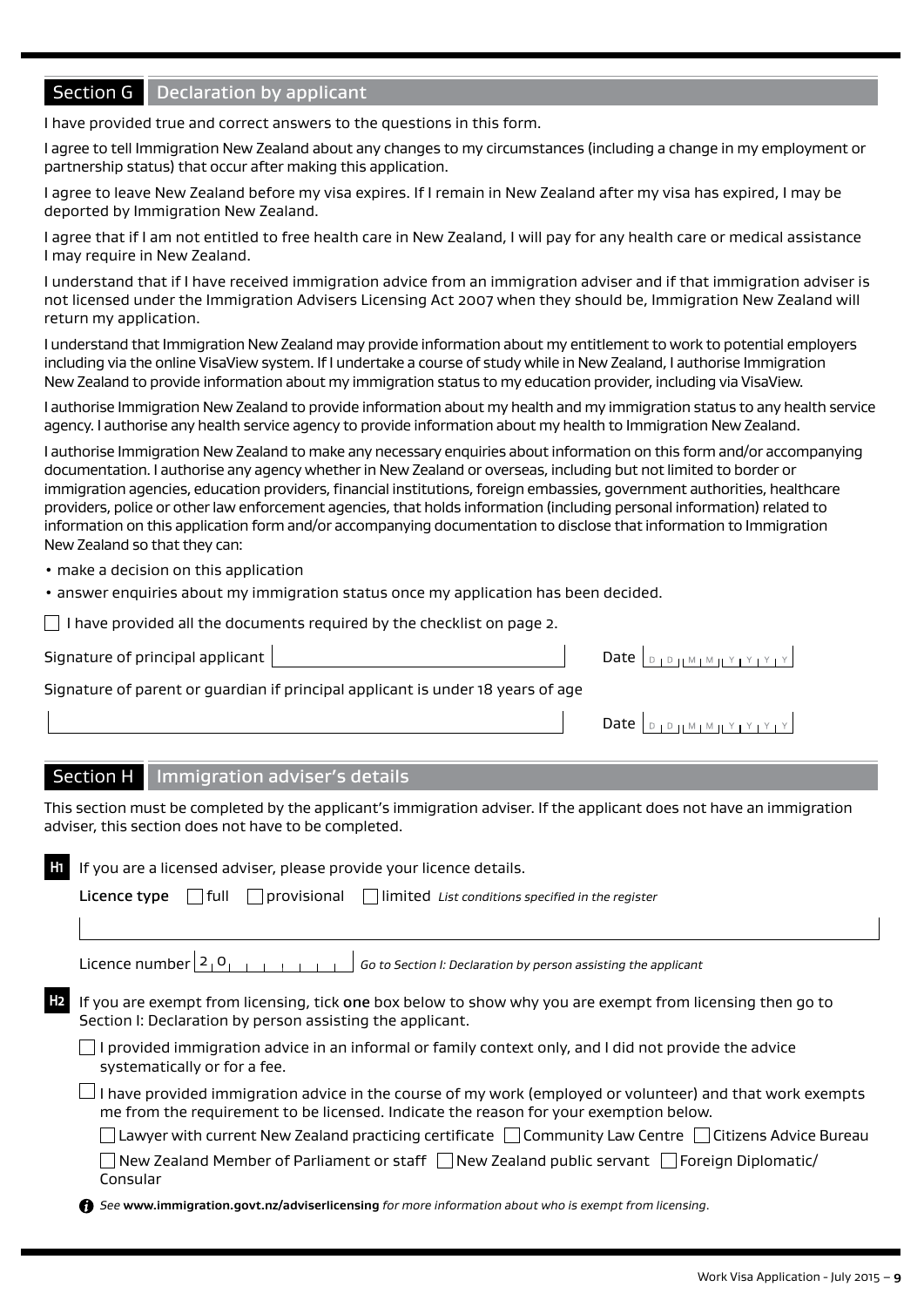## Section G Declaration by applicant

I have provided true and correct answers to the questions in this form.

I agree to tell Immigration New Zealand about any changes to my circumstances (including a change in my employment or partnership status) that occur after making this application.

I agree to leave New Zealand before my visa expires. If I remain in New Zealand after my visa has expired, I may be deported by Immigration New Zealand.

I agree that if I am not entitled to free health care in New Zealand, I will pay for any health care or medical assistance I may require in New Zealand.

I understand that if I have received immigration advice from an immigration adviser and if that immigration adviser is not licensed under the Immigration Advisers Licensing Act 2007 when they should be, Immigration New Zealand will return my application.

I understand that Immigration New Zealand may provide information about my entitlement to work to potential employers including via the online VisaView system. If I undertake a course of study while in New Zealand, I authorise Immigration New Zealand to provide information about my immigration status to my education provider, including via VisaView.

I authorise Immigration New Zealand to provide information about my health and my immigration status to any health service agency. I authorise any health service agency to provide information about my health to Immigration New Zealand.

I authorise Immigration New Zealand to make any necessary enquiries about information on this form and/or accompanying documentation. I authorise any agency whether in New Zealand or overseas, including but not limited to border or immigration agencies, education providers, financial institutions, foreign embassies, government authorities, healthcare providers, police or other law enforcement agencies, that holds information (including personal information) related to information on this application form and/or accompanying documentation to disclose that information to Immigration New Zealand so that they can:

- make a decision on this application
- answer enquiries about my immigration status once my application has been decided.

☐ I have provided all the documents required by the checklist on page 2.

Signature of principal applicant ______________________ Date DD MM YYYY

Signature of parent or guardian if principal applicant is under 18 years of age

______________________ Date DD MM YYYY

## Section H Immigration adviser's details

This section must be completed by the applicant's immigration adviser. If the applicant does not have an immigration adviser, this section does not have to be completed.

**H1** If you are a licensed adviser, please provide your licence details.

**Licence type** ☐ full ☐ provisional ☐ limited *List conditions specified in the register*

______________________

Licence number 2 0 ______ *Go to Section I: Declaration by person assisting the applicant*

**H2** If you are exempt from licensing, tick **one** box below to show why you are exempt from licensing then go to Section I: Declaration by person assisting the applicant.

☐ I provided immigration advice in an informal or family context only, and I did not provide the advice systematically or for a fee.

☐ I have provided immigration advice in the course of my work (employed or volunteer) and that work exempts me from the requirement to be licensed. Indicate the reason for your exemption below.

☐ Lawyer with current New Zealand practicing certificate ☐ Community Law Centre ☐ Citizens Advice Bureau

☐ New Zealand Member of Parliament or staff ☐ New Zealand public servant ☐ Foreign Diplomatic/Consular

*See* **www.immigration.govt.nz/adviserlicensing** *for more information about who is exempt from licensing.*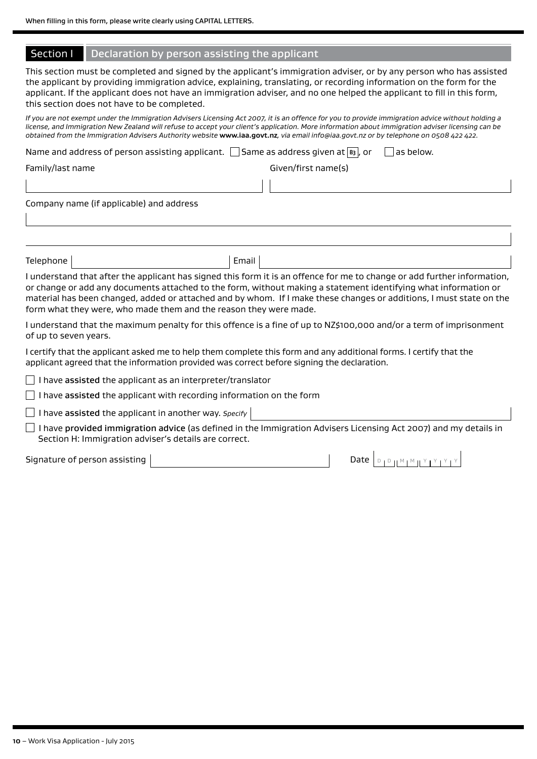When filling in this form, please write clearly using CAPITAL LETTERS.

## Section I Declaration by person assisting the applicant

This section must be completed and signed by the applicant's immigration adviser, or by any person who has assisted the applicant by providing immigration advice, explaining, translating, or recording information on the form for the applicant. If the applicant does not have an immigration adviser, and no one helped the applicant to fill in this form, this section does not have to be completed.

*If you are not exempt under the Immigration Advisers Licensing Act 2007, it is an offence for you to provide immigration advice without holding a license, and Immigration New Zealand will refuse to accept your client's application. More information about immigration adviser licensing can be obtained from the Immigration Advisers Authority website* **www.iaa.govt.nz***, via email info@iaa.govt.nz or by telephone on 0508 422 422.*

Name and address of person assisting applicant. ☐ Same as address given at B3, or ☐ as below.

Family/last name

Given/first name(s)

Company name (if applicable) and address

Telephone

Email

I understand that after the applicant has signed this form it is an offence for me to change or add further information, or change or add any documents attached to the form, without making a statement identifying what information or material has been changed, added or attached and by whom. If I make these changes or additions, I must state on the form what they were, who made them and the reason they were made.

I understand that the maximum penalty for this offence is a fine of up to NZ$100,000 and/or a term of imprisonment of up to seven years.

I certify that the applicant asked me to help them complete this form and any additional forms. I certify that the applicant agreed that the information provided was correct before signing the declaration.

☐ I have **assisted** the applicant as an interpreter/translator

☐ I have **assisted** the applicant with recording information on the form

☐ I have **assisted** the applicant in another way. *Specify*

☐ I have **provided immigration advice** (as defined in the Immigration Advisers Licensing Act 2007) and my details in Section H: Immigration adviser's details are correct.

Signature of person assisting

Date D D M M Y Y Y Y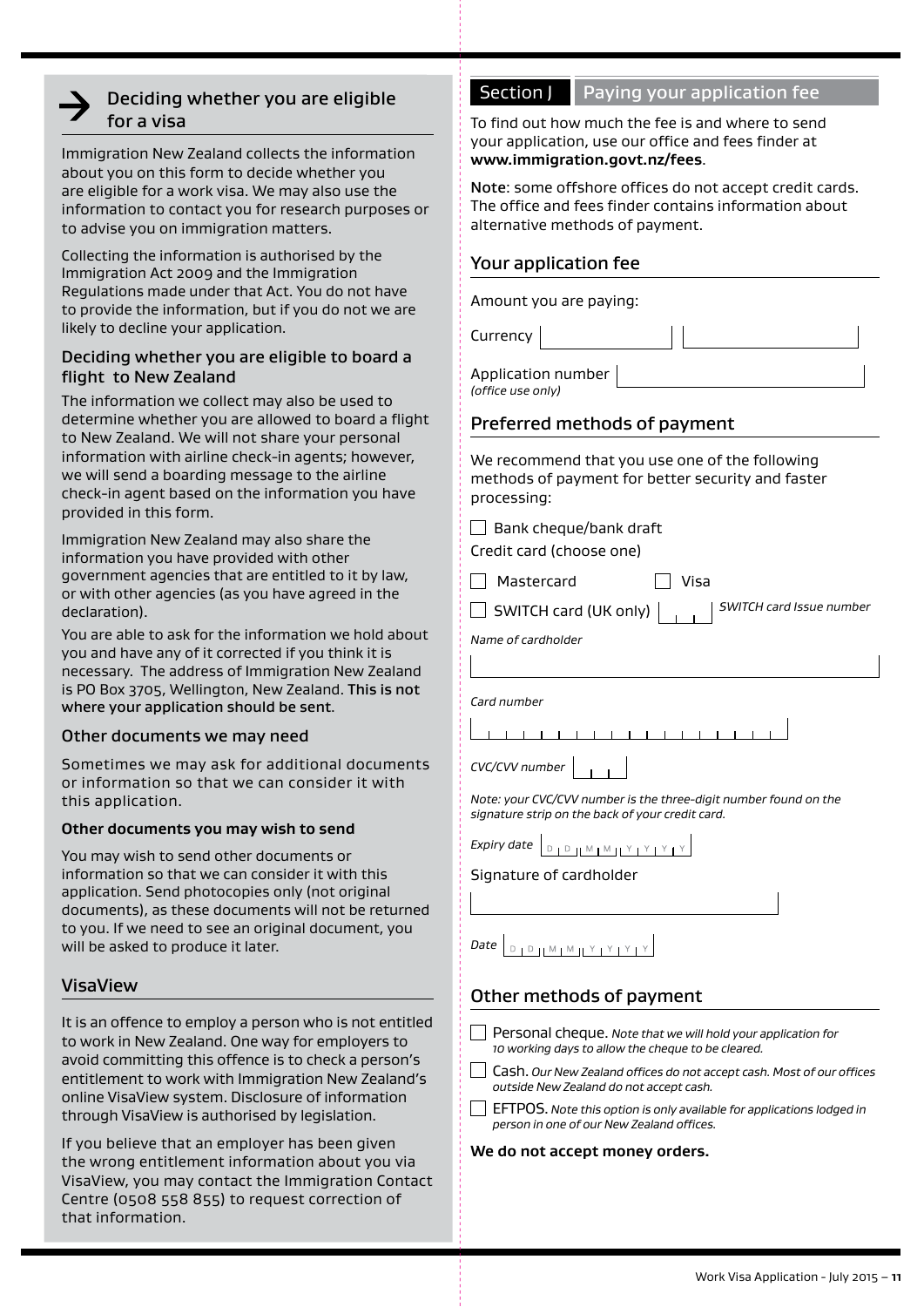## Deciding whether you are eligible for a visa

Immigration New Zealand collects the information about you on this form to decide whether you are eligible for a work visa. We may also use the information to contact you for research purposes or to advise you on immigration matters.

Collecting the information is authorised by the Immigration Act 2009 and the Immigration Regulations made under that Act. You do not have to provide the information, but if you do not we are likely to decline your application.

### Deciding whether you are eligible to board a flight to New Zealand

The information we collect may also be used to determine whether you are allowed to board a flight to New Zealand. We will not share your personal information with airline check-in agents; however, we will send a boarding message to the airline check-in agent based on the information you have provided in this form.

Immigration New Zealand may also share the information you have provided with other government agencies that are entitled to it by law, or with other agencies (as you have agreed in the declaration).

You are able to ask for the information we hold about you and have any of it corrected if you think it is necessary. The address of Immigration New Zealand is PO Box 3705, Wellington, New Zealand. **This is not where your application should be sent**.

### Other documents we may need

Sometimes we may ask for additional documents or information so that we can consider it with this application.

**Other documents you may wish to send**

You may wish to send other documents or information so that we can consider it with this application. Send photocopies only (not original documents), as these documents will not be returned to you. If we need to see an original document, you will be asked to produce it later.

## VisaView

It is an offence to employ a person who is not entitled to work in New Zealand. One way for employers to avoid committing this offence is to check a person's entitlement to work with Immigration New Zealand's online VisaView system. Disclosure of information through VisaView is authorised by legislation.

If you believe that an employer has been given the wrong entitlement information about you via VisaView, you may contact the Immigration Contact Centre (0508 558 855) to request correction of that information.

## Section J Paying your application fee

To find out how much the fee is and where to send your application, use our office and fees finder at **www.immigration.govt.nz/fees**.

Note: some offshore offices do not accept credit cards. The office and fees finder contains information about alternative methods of payment.

### Your application fee

Amount you are paying:

Currency ______ ______

Application number ______
*(office use only)*

### Preferred methods of payment

We recommend that you use one of the following methods of payment for better security and faster processing:

- ☐ Bank cheque/bank draft

Credit card (choose one)

- ☐ Mastercard
- ☐ Visa
- ☐ SWITCH card (UK only) ______ *SWITCH card Issue number*

*Name of cardholder*

______

*Card number*

______

*CVC/CVV number* ______

*Note: your CVC/CVV number is the three-digit number found on the signature strip on the back of your credit card.*

*Expiry date* D D M M Y Y Y Y

Signature of cardholder

______

*Date* D D M M Y Y Y Y

### Other methods of payment

- ☐ Personal cheque. *Note that we will hold your application for 10 working days to allow the cheque to be cleared.*
- ☐ Cash. *Our New Zealand offices do not accept cash. Most of our offices outside New Zealand do not accept cash.*
- ☐ EFTPOS. *Note this option is only available for applications lodged in person in one of our New Zealand offices.*

**We do not accept money orders.**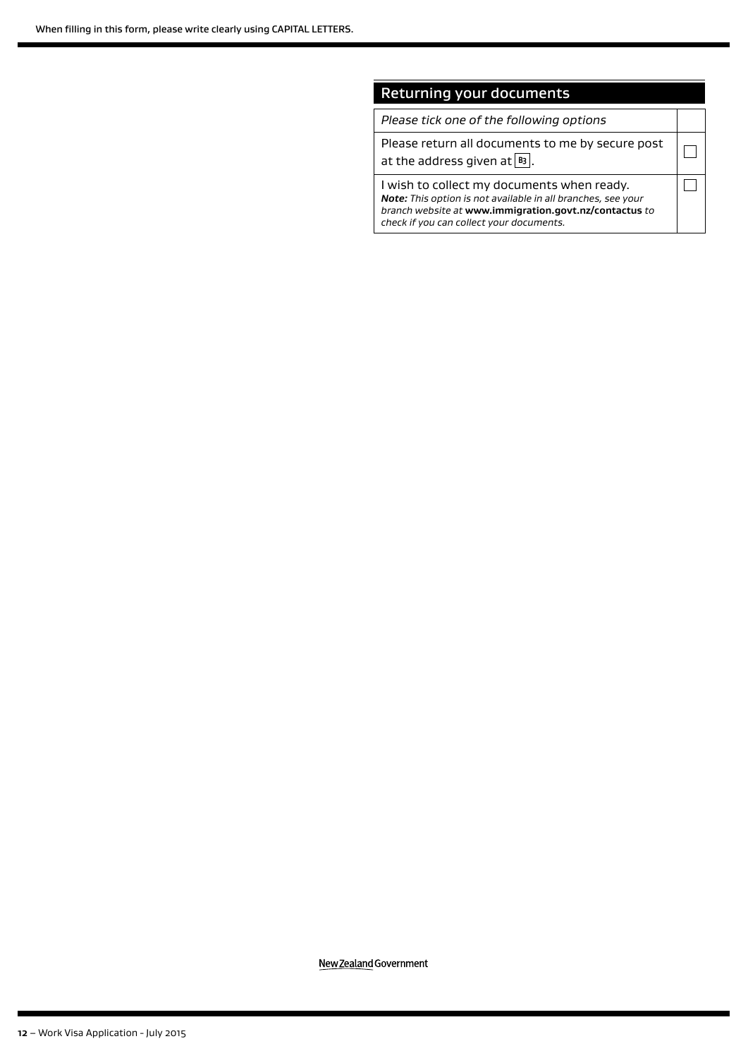## Returning your documents

| | |
|---|---|
| *Please tick one of the following options* | |
| Please return all documents to me by secure post at the address given at B3. | ☐ |
| I wish to collect my documents when ready. ***Note:*** *This option is not available in all branches, see your branch website at* **www.immigration.govt.nz/contactus** *to check if you can collect your documents.* | ☐ |

New Zealand Government